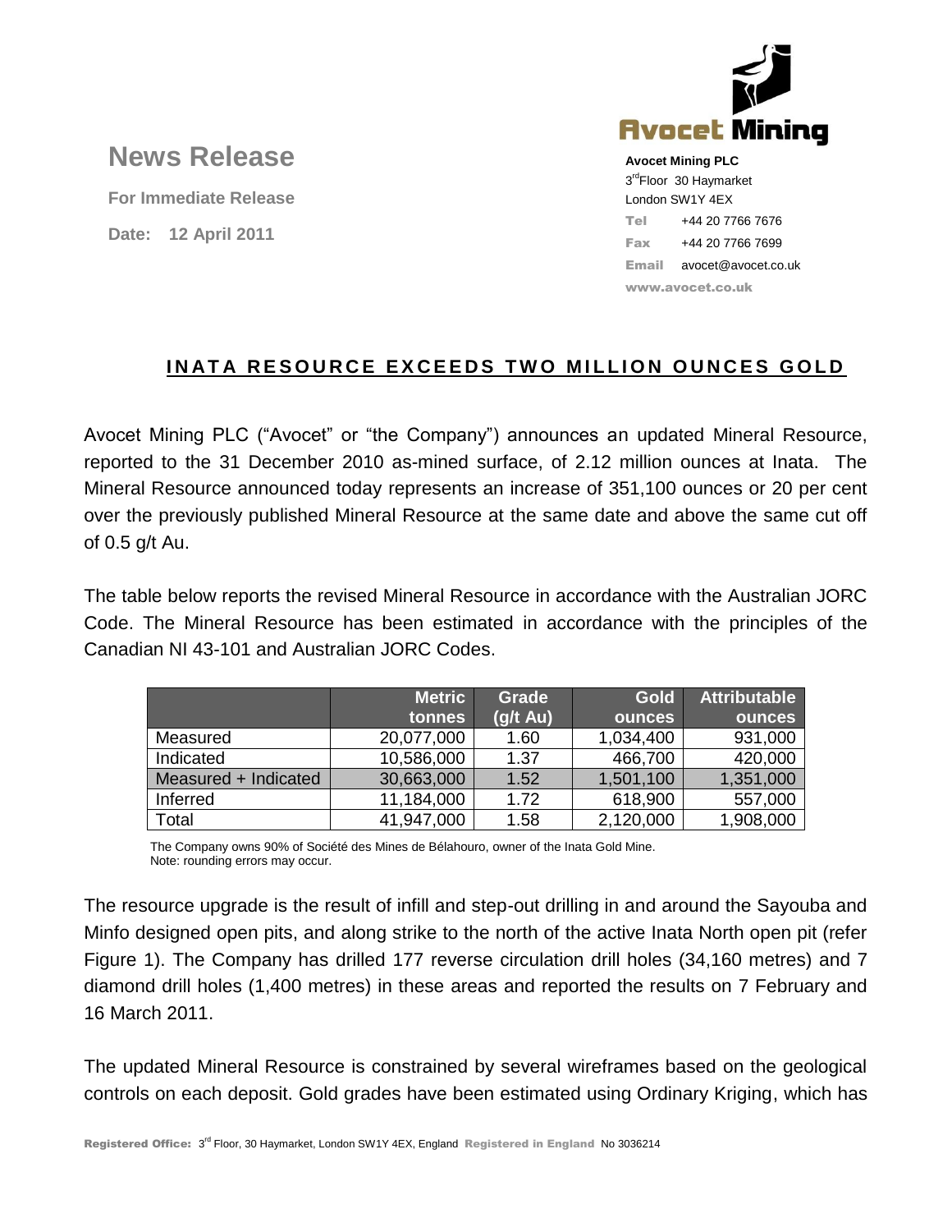# News Release

**For Immediate Release**

**Date: 12 April 2011**

**Avocet Mining PLC**
3rd Floor 30 Haymarket
London SW1Y 4EX
Tel +44 20 7766 7676
Fax +44 20 7766 7699
Email avocet@avocet.co.uk
www.avocet.co.uk

## INATA RESOURCE EXCEEDS TWO MILLION OUNCES GOLD

Avocet Mining PLC ("Avocet" or "the Company") announces an updated Mineral Resource, reported to the 31 December 2010 as-mined surface, of 2.12 million ounces at Inata. The Mineral Resource announced today represents an increase of 351,100 ounces or 20 per cent over the previously published Mineral Resource at the same date and above the same cut off of 0.5 g/t Au.

The table below reports the revised Mineral Resource in accordance with the Australian JORC Code. The Mineral Resource has been estimated in accordance with the principles of the Canadian NI 43-101 and Australian JORC Codes.

| | Metric tonnes | Grade (g/t Au) | Gold ounces | Attributable ounces |
|---|---|---|---|---|
| Measured | 20,077,000 | 1.60 | 1,034,400 | 931,000 |
| Indicated | 10,586,000 | 1.37 | 466,700 | 420,000 |
| Measured + Indicated | 30,663,000 | 1.52 | 1,501,100 | 1,351,000 |
| Inferred | 11,184,000 | 1.72 | 618,900 | 557,000 |
| Total | 41,947,000 | 1.58 | 2,120,000 | 1,908,000 |

The Company owns 90% of Société des Mines de Bélahouro, owner of the Inata Gold Mine.
Note: rounding errors may occur.

The resource upgrade is the result of infill and step-out drilling in and around the Sayouba and Minfo designed open pits, and along strike to the north of the active Inata North open pit (refer Figure 1). The Company has drilled 177 reverse circulation drill holes (34,160 metres) and 7 diamond drill holes (1,400 metres) in these areas and reported the results on 7 February and 16 March 2011.

The updated Mineral Resource is constrained by several wireframes based on the geological controls on each deposit. Gold grades have been estimated using Ordinary Kriging, which has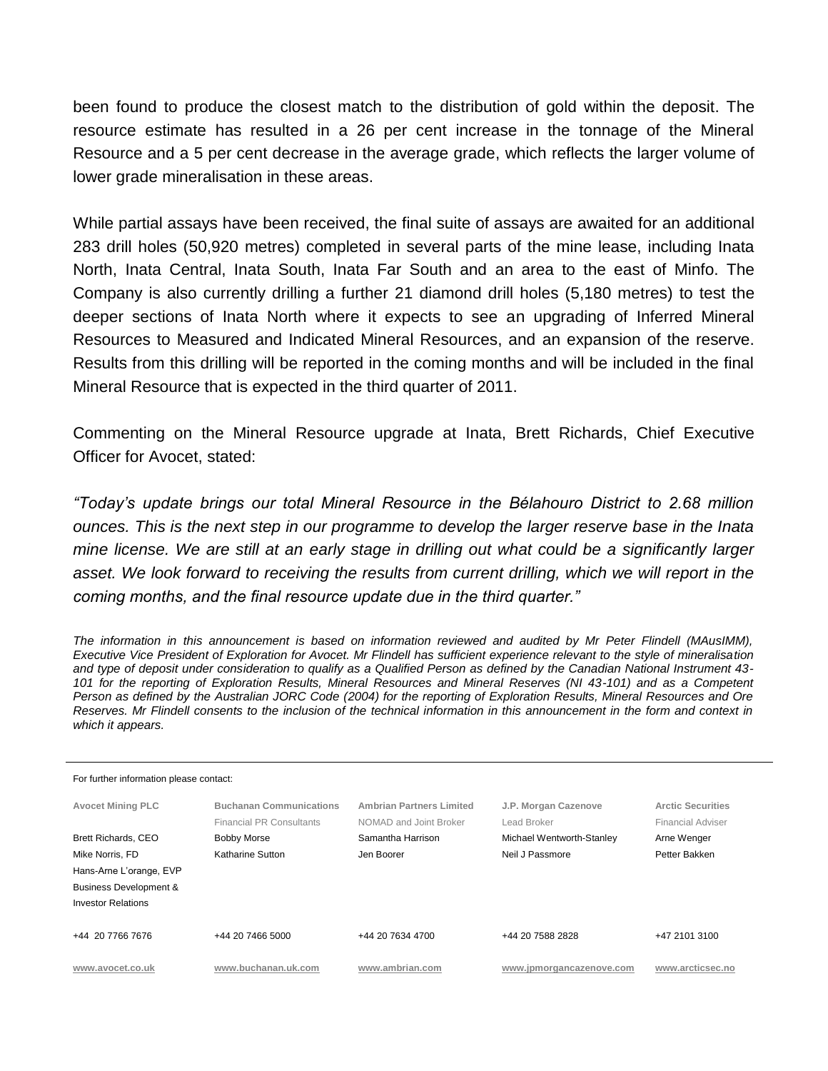been found to produce the closest match to the distribution of gold within the deposit. The resource estimate has resulted in a 26 per cent increase in the tonnage of the Mineral Resource and a 5 per cent decrease in the average grade, which reflects the larger volume of lower grade mineralisation in these areas.

While partial assays have been received, the final suite of assays are awaited for an additional 283 drill holes (50,920 metres) completed in several parts of the mine lease, including Inata North, Inata Central, Inata South, Inata Far South and an area to the east of Minfo. The Company is also currently drilling a further 21 diamond drill holes (5,180 metres) to test the deeper sections of Inata North where it expects to see an upgrading of Inferred Mineral Resources to Measured and Indicated Mineral Resources, and an expansion of the reserve. Results from this drilling will be reported in the coming months and will be included in the final Mineral Resource that is expected in the third quarter of 2011.

Commenting on the Mineral Resource upgrade at Inata, Brett Richards, Chief Executive Officer for Avocet, stated:

*"Today's update brings our total Mineral Resource in the Bélahouro District to 2.68 million ounces. This is the next step in our programme to develop the larger reserve base in the Inata mine license. We are still at an early stage in drilling out what could be a significantly larger asset. We look forward to receiving the results from current drilling, which we will report in the coming months, and the final resource update due in the third quarter."*

*The information in this announcement is based on information reviewed and audited by Mr Peter Flindell (MAusIMM), Executive Vice President of Exploration for Avocet. Mr Flindell has sufficient experience relevant to the style of mineralisation and type of deposit under consideration to qualify as a Qualified Person as defined by the Canadian National Instrument 43-101 for the reporting of Exploration Results, Mineral Resources and Mineral Reserves (NI 43-101) and as a Competent Person as defined by the Australian JORC Code (2004) for the reporting of Exploration Results, Mineral Resources and Ore Reserves. Mr Flindell consents to the inclusion of the technical information in this announcement in the form and context in which it appears.*

---

For further information please contact:

| Avocet Mining PLC | Buchanan Communications | Ambrian Partners Limited | J.P. Morgan Cazenove | Arctic Securities |
|---|---|---|---|---|
| | Financial PR Consultants | NOMAD and Joint Broker | Lead Broker | Financial Adviser |
| Brett Richards, CEO | Bobby Morse | Samantha Harrison | Michael Wentworth-Stanley | Arne Wenger |
| Mike Norris, FD | Katharine Sutton | Jen Boorer | Neil J Passmore | Petter Bakken |
| Hans-Arne L'orange, EVP Business Development & Investor Relations | | | | |
| +44 20 7766 7676 | +44 20 7466 5000 | +44 20 7634 4700 | +44 20 7588 2828 | +47 2101 3100 |
| www.avocet.co.uk | www.buchanan.uk.com | www.ambrian.com | www.jpmorgancazenove.com | www.arcticsec.no |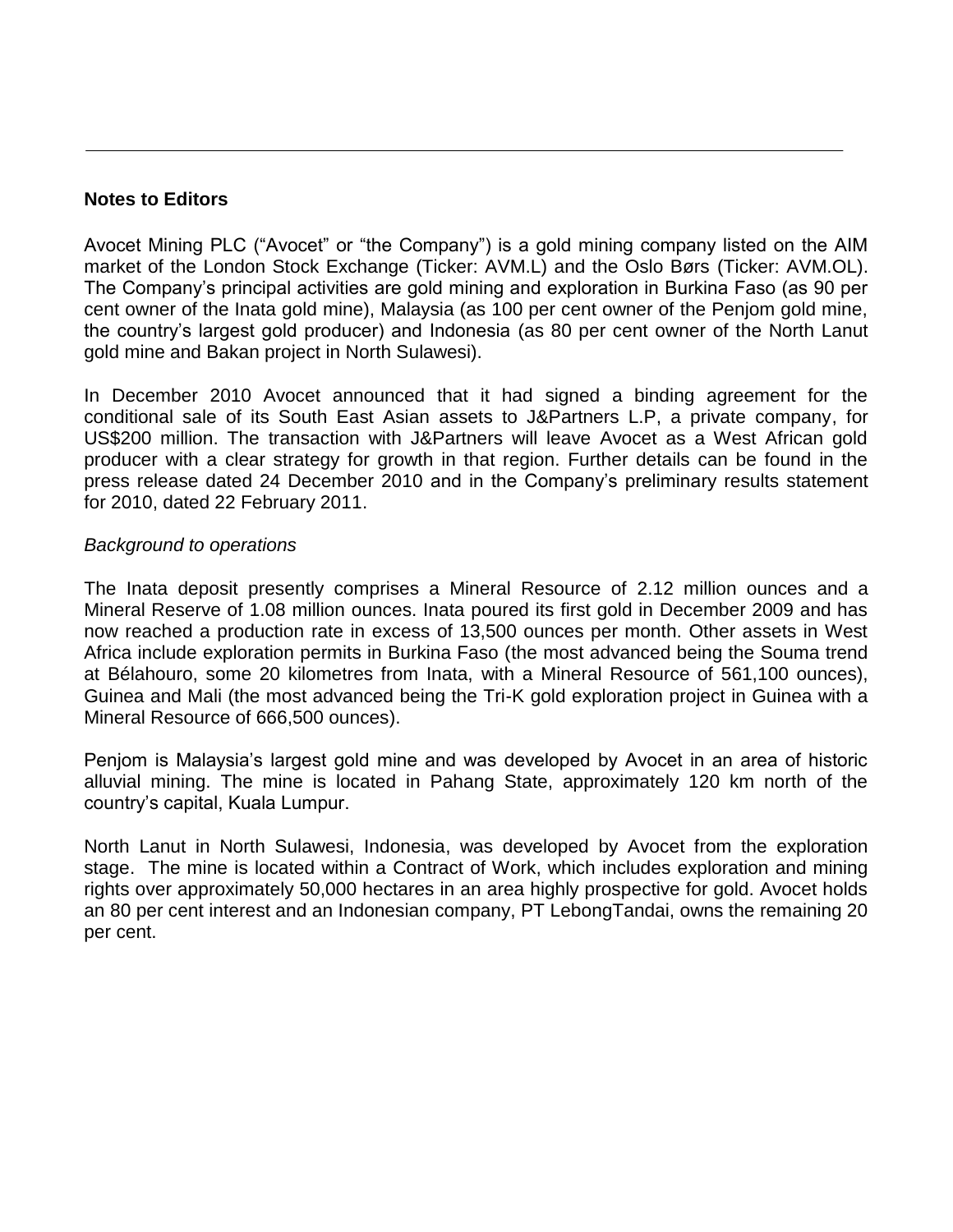---

**Notes to Editors**

Avocet Mining PLC ("Avocet" or "the Company") is a gold mining company listed on the AIM market of the London Stock Exchange (Ticker: AVM.L) and the Oslo Børs (Ticker: AVM.OL). The Company's principal activities are gold mining and exploration in Burkina Faso (as 90 per cent owner of the Inata gold mine), Malaysia (as 100 per cent owner of the Penjom gold mine, the country's largest gold producer) and Indonesia (as 80 per cent owner of the North Lanut gold mine and Bakan project in North Sulawesi).

In December 2010 Avocet announced that it had signed a binding agreement for the conditional sale of its South East Asian assets to J&Partners L.P, a private company, for US$200 million. The transaction with J&Partners will leave Avocet as a West African gold producer with a clear strategy for growth in that region. Further details can be found in the press release dated 24 December 2010 and in the Company's preliminary results statement for 2010, dated 22 February 2011.

*Background to operations*

The Inata deposit presently comprises a Mineral Resource of 2.12 million ounces and a Mineral Reserve of 1.08 million ounces. Inata poured its first gold in December 2009 and has now reached a production rate in excess of 13,500 ounces per month. Other assets in West Africa include exploration permits in Burkina Faso (the most advanced being the Souma trend at Bélahouro, some 20 kilometres from Inata, with a Mineral Resource of 561,100 ounces), Guinea and Mali (the most advanced being the Tri-K gold exploration project in Guinea with a Mineral Resource of 666,500 ounces).

Penjom is Malaysia's largest gold mine and was developed by Avocet in an area of historic alluvial mining. The mine is located in Pahang State, approximately 120 km north of the country's capital, Kuala Lumpur.

North Lanut in North Sulawesi, Indonesia, was developed by Avocet from the exploration stage. The mine is located within a Contract of Work, which includes exploration and mining rights over approximately 50,000 hectares in an area highly prospective for gold. Avocet holds an 80 per cent interest and an Indonesian company, PT LebongTandai, owns the remaining 20 per cent.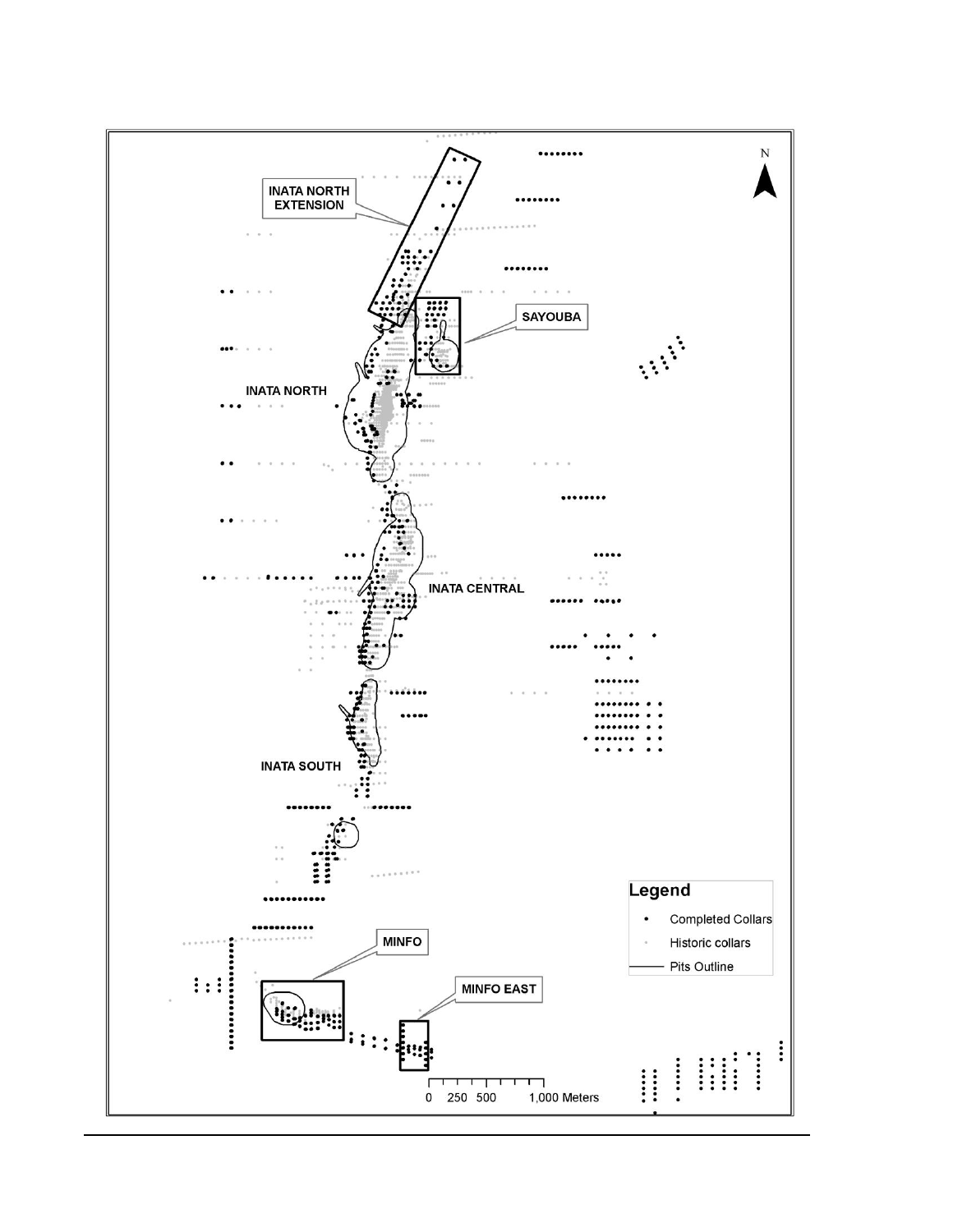INATA NORTH EXTENSION

SAYOUBA

INATA NORTH

INATA CENTRAL

INATA SOUTH

MINFO

MINFO EAST

N

Legend

Completed Collars

Historic collars

Pits Outline

0 250 500 1,000 Meters